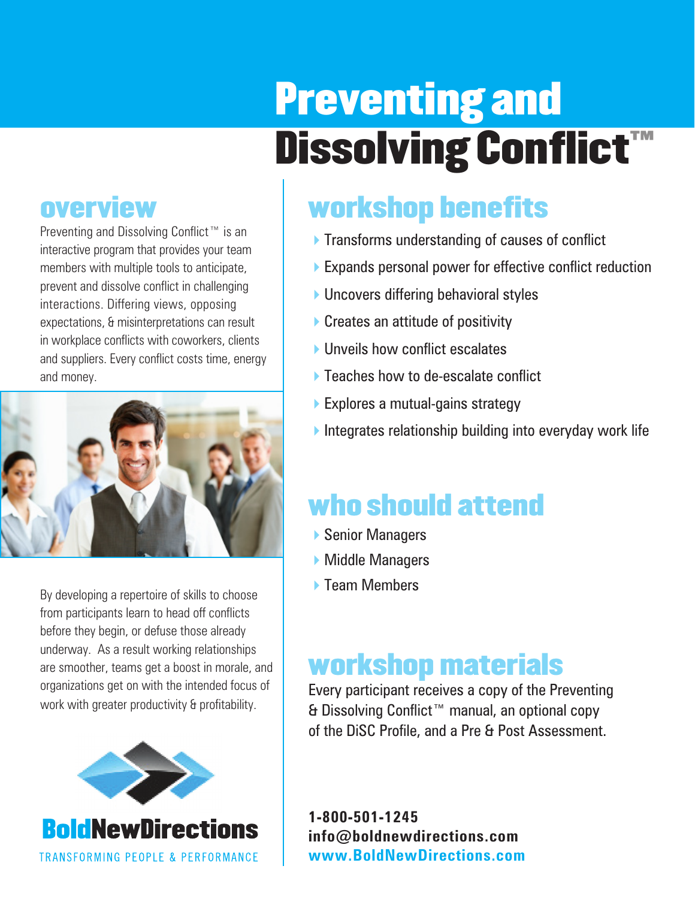# Preventing and Dissolving Conflict™

## overview

Preventing and Dissolving Conflict™ is an interactive program that provides your team members with multiple tools to anticipate, prevent and dissolve conflict in challenging interactions. Differing views, opposing expectations, & misinterpretations can result in workplace conflicts with coworkers, clients and suppliers. Every conflict costs time, energy and money.

By developing a repertoire of skills to choose from participants learn to head off conflicts before they begin, or defuse those already underway. As a result working relationships are smoother, teams get a boost in morale, and organizations get on with the intended focus of work with greater productivity & profitability.

**BoldNewDirections**

TRANSFORMING PEOPLE & PERFORMANCE

## workshop benefits

- Transforms understanding of causes of conflict
- Expands personal power for effective conflict reduction
- Uncovers differing behavioral styles
- Creates an attitude of positivity
- Unveils how conflict escalates
- Teaches how to de-escalate conflict
- Explores a mutual-gains strategy
- Integrates relationship building into everyday work life

## who should attend

- Senior Managers
- Middle Managers
- Team Members

## workshop materials

Every participant receives a copy of the Preventing & Dissolving Conflict™ manual, an optional copy of the DiSC Profile, and a Pre & Post Assessment.

**1-800-501-1245**
**info@boldnewdirections.com**
**www.BoldNewDirections.com**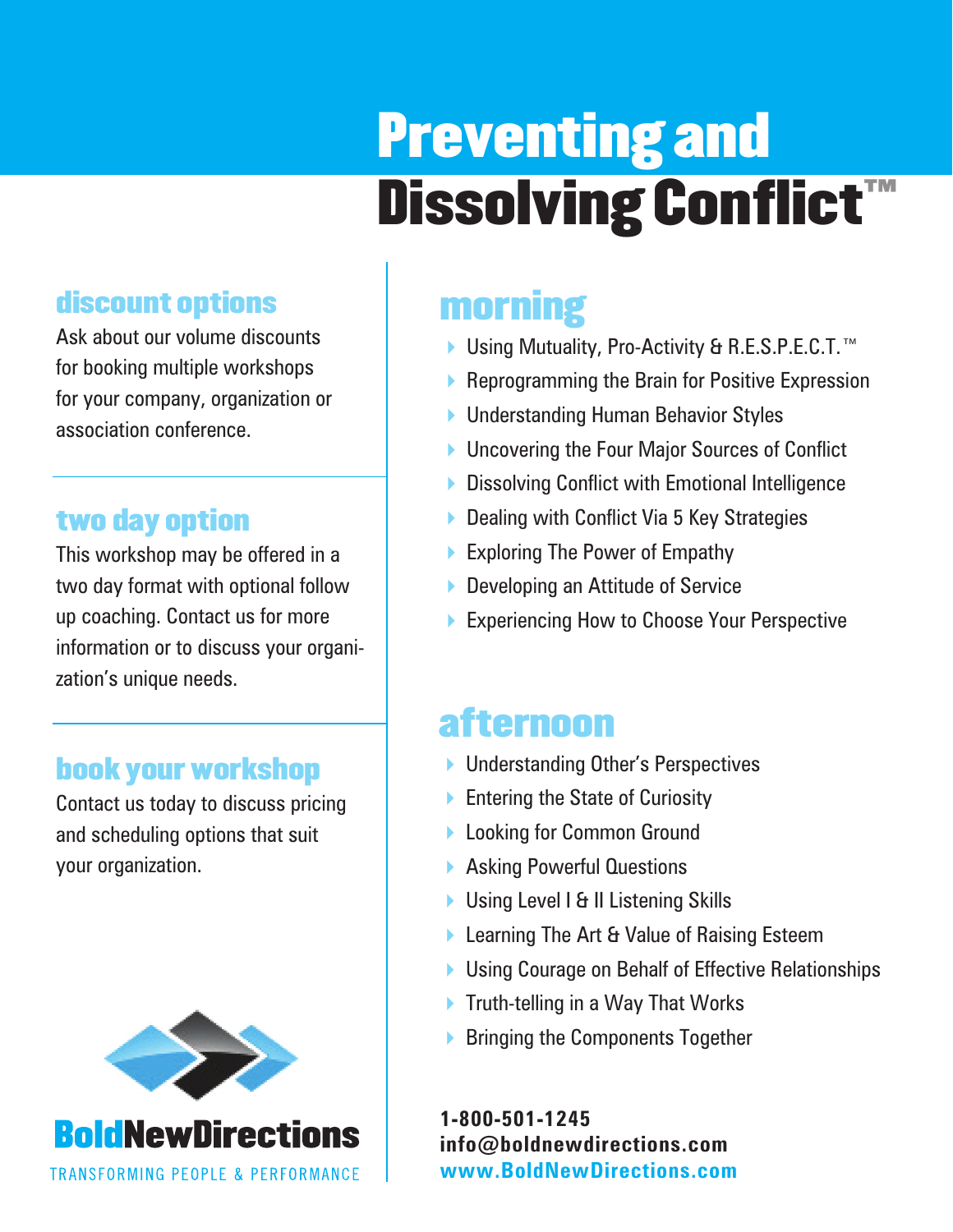# Preventing and Dissolving Conflict™

## discount options

Ask about our volume discounts for booking multiple workshops for your company, organization or association conference.

## two day option

This workshop may be offered in a two day format with optional follow up coaching. Contact us for more information or to discuss your organization's unique needs.

## book your workshop

Contact us today to discuss pricing and scheduling options that suit your organization.

**BoldNewDirections**

TRANSFORMING PEOPLE & PERFORMANCE

## morning

- Using Mutuality, Pro-Activity & R.E.S.P.E.C.T.™
- Reprogramming the Brain for Positive Expression
- Understanding Human Behavior Styles
- Uncovering the Four Major Sources of Conflict
- Dissolving Conflict with Emotional Intelligence
- Dealing with Conflict Via 5 Key Strategies
- Exploring The Power of Empathy
- Developing an Attitude of Service
- Experiencing How to Choose Your Perspective

## afternoon

- Understanding Other's Perspectives
- Entering the State of Curiosity
- Looking for Common Ground
- Asking Powerful Questions
- Using Level I & II Listening Skills
- Learning The Art & Value of Raising Esteem
- Using Courage on Behalf of Effective Relationships
- Truth-telling in a Way That Works
- Bringing the Components Together

**1-800-501-1245**
**info@boldnewdirections.com**
**www.BoldNewDirections.com**